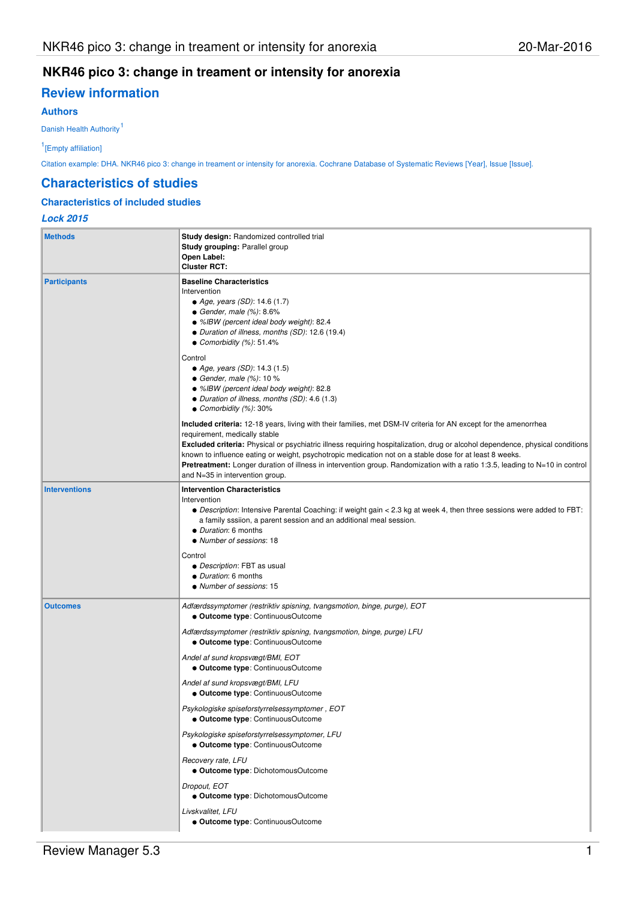# NKR46 pico 3: change in treament or intensity for anorexia

## Review information

### Authors

Danish Health Authority[1]

[1][Empty affiliation]

Citation example: DHA. NKR46 pico 3: change in treament or intensity for anorexia. Cochrane Database of Systematic Reviews [Year], Issue [Issue].

## Characteristics of studies

### Characteristics of included studies

#### *Lock 2015*

| | |
|---|---|
| **Methods** | **Study design:** Randomized controlled trial<br>**Study grouping:** Parallel group<br>**Open Label:**<br>**Cluster RCT:** |
| **Participants** | **Baseline Characteristics**<br>Intervention<br>• *Age, years (SD)*: 14.6 (1.7)<br>• *Gender, male (%)*: 8.6%<br>• *%IBW (percent ideal body weight)*: 82.4<br>• *Duration of illness, months (SD)*: 12.6 (19.4)<br>• *Comorbidity (%)*: 51.4%<br><br>Control<br>• *Age, years (SD)*: 14.3 (1.5)<br>• *Gender, male (%)*: 10 %<br>• *%IBW (percent ideal body weight)*: 82.8<br>• *Duration of illness, months (SD)*: 4.6 (1.3)<br>• *Comorbidity (%)*: 30%<br><br>**Included criteria:** 12-18 years, living with their families, met DSM-IV criteria for AN except for the amenorrhea requirement, medically stable<br>**Excluded criteria:** Physical or psychiatric illness requiring hospitalization, drug or alcohol dependence, physical conditions known to influence eating or weight, psychotropic medication not on a stable dose for at least 8 weeks.<br>**Pretreatment:** Longer duration of illness in intervention group. Randomization with a ratio 1:3.5, leading to N=10 in control and N=35 in intervention group. |
| **Interventions** | **Intervention Characteristics**<br>Intervention<br>• *Description*: Intensive Parental Coaching: if weight gain < 2.3 kg at week 4, then three sessions were added to FBT: a family sssiion, a parent session and an additional meal session.<br>• *Duration*: 6 months<br>• *Number of sessions*: 18<br><br>Control<br>• *Description*: FBT as usual<br>• *Duration*: 6 months<br>• *Number of sessions*: 15 |
| **Outcomes** | *Adfærdssymptomer (restriktiv spisning, tvangsmotion, binge, purge), EOT*<br>• **Outcome type**: ContinuousOutcome<br><br>*Adfærdssymptomer (restriktiv spisning, tvangsmotion, binge, purge) LFU*<br>• **Outcome type**: ContinuousOutcome<br><br>*Andel af sund kropsvægt/BMI, EOT*<br>• **Outcome type**: ContinuousOutcome<br><br>*Andel af sund kropsvægt/BMI, LFU*<br>• **Outcome type**: ContinuousOutcome<br><br>*Psykologiske spiseforstyrrelsessymptomer , EOT*<br>• **Outcome type**: ContinuousOutcome<br><br>*Psykologiske spiseforstyrrelsessymptomer, LFU*<br>• **Outcome type**: ContinuousOutcome<br><br>*Recovery rate, LFU*<br>• **Outcome type**: DichotomousOutcome<br><br>*Dropout, EOT*<br>• **Outcome type**: DichotomousOutcome<br><br>*Livskvalitet, LFU*<br>• **Outcome type**: ContinuousOutcome |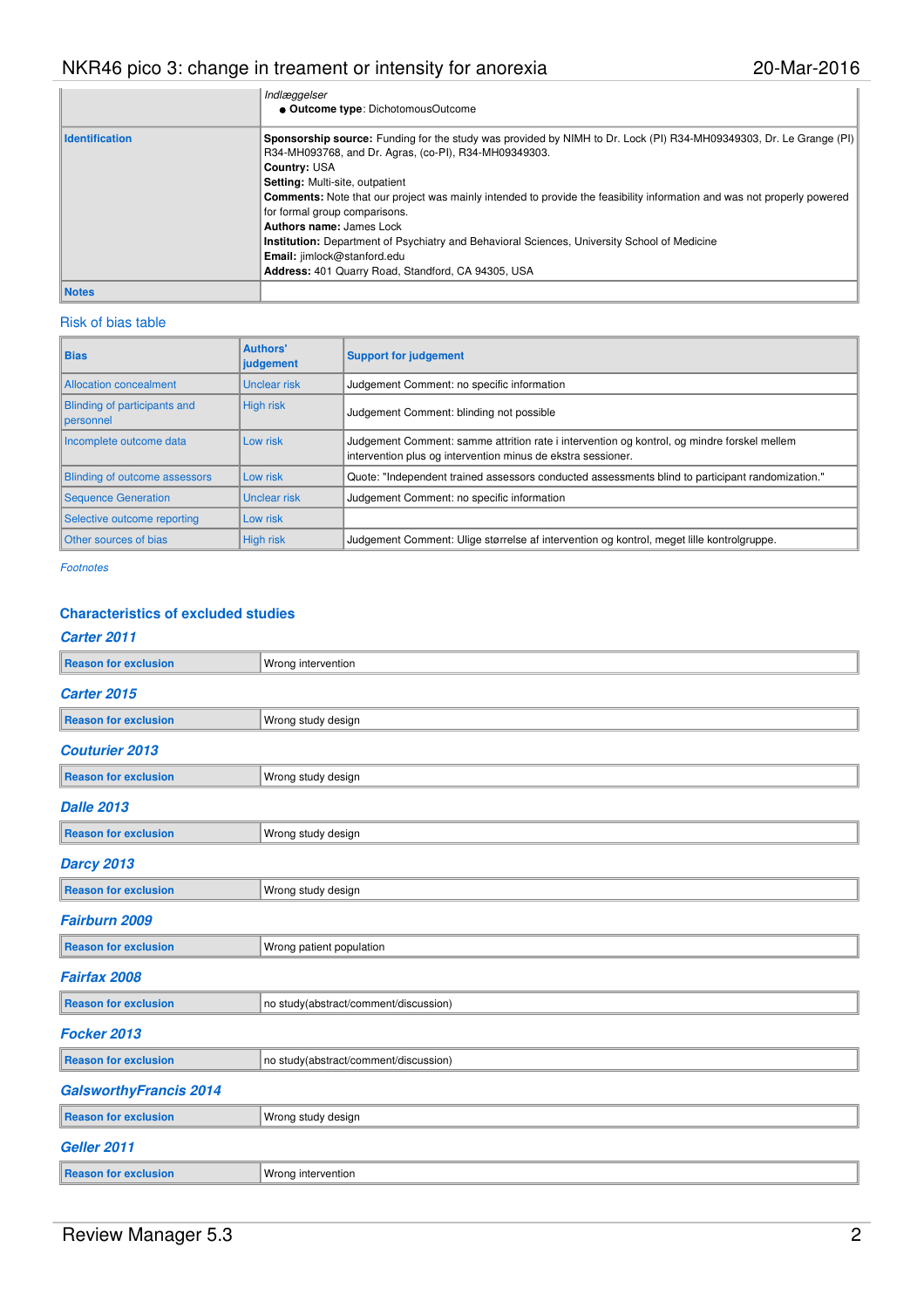| | *Indlæggelser*<br>● **Outcome type**: DichotomousOutcome |
|---|---|
| **Identification** | **Sponsorship source:** Funding for the study was provided by NIMH to Dr. Lock (PI) R34-MH09349303, Dr. Le Grange (PI) R34-MH093768, and Dr. Agras, (co-PI), R34-MH09349303.<br>**Country:** USA<br>**Setting:** Multi-site, outpatient<br>**Comments:** Note that our project was mainly intended to provide the feasibility information and was not properly powered for formal group comparisons.<br>**Authors name:** James Lock<br>**Institution:** Department of Psychiatry and Behavioral Sciences, University School of Medicine<br>**Email:** jimlock@stanford.edu<br>**Address:** 401 Quarry Road, Standford, CA 94305, USA |
| **Notes** | |

## Risk of bias table

| Bias | Authors' judgement | Support for judgement |
|---|---|---|
| Allocation concealment | Unclear risk | Judgement Comment: no specific information |
| Blinding of participants and personnel | High risk | Judgement Comment: blinding not possible |
| Incomplete outcome data | Low risk | Judgement Comment: samme attrition rate i intervention og kontrol, og mindre forskel mellem intervention plus og intervention minus de ekstra sessioner. |
| Blinding of outcome assessors | Low risk | Quote: "Independent trained assessors conducted assessments blind to participant randomization." |
| Sequence Generation | Unclear risk | Judgement Comment: no specific information |
| Selective outcome reporting | Low risk | |
| Other sources of bias | High risk | Judgement Comment: Ulige størrelse af intervention og kontrol, meget lille kontrolgruppe. |

*Footnotes*

## Characteristics of excluded studies

### *Carter 2011*

| Reason for exclusion | Wrong intervention |
|---|---|

### *Carter 2015*

| Reason for exclusion | Wrong study design |
|---|---|

### *Couturier 2013*

| Reason for exclusion | Wrong study design |
|---|---|

### *Dalle 2013*

| Reason for exclusion | Wrong study design |
|---|---|

### *Darcy 2013*

| Reason for exclusion | Wrong study design |
|---|---|

### *Fairburn 2009*

| Reason for exclusion | Wrong patient population |
|---|---|

### *Fairfax 2008*

| Reason for exclusion | no study(abstract/comment/discussion) |
|---|---|

### *Focker 2013*

| Reason for exclusion | no study(abstract/comment/discussion) |
|---|---|

### *GalsworthyFrancis 2014*

| Reason for exclusion | Wrong study design |
|---|---|

### *Geller 2011*

| Reason for exclusion | Wrong intervention |
|---|---|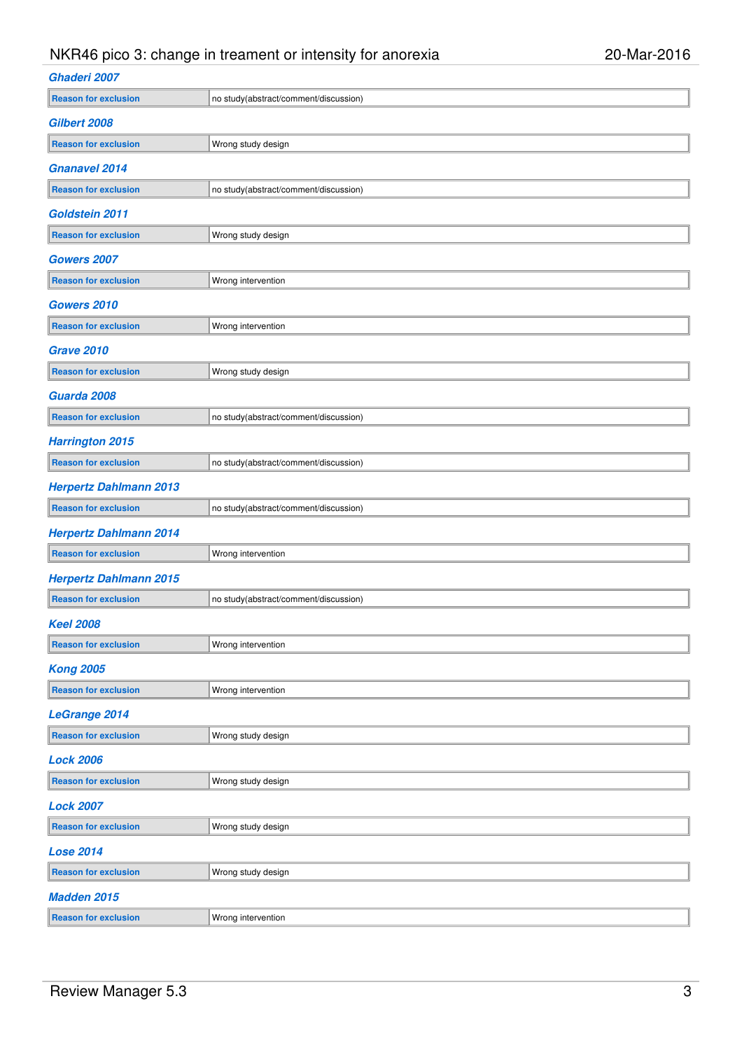### Ghaderi 2007

| Reason for exclusion | no study(abstract/comment/discussion) |
|---|---|

### Gilbert 2008

| Reason for exclusion | Wrong study design |
|---|---|

### Gnanavel 2014

| Reason for exclusion | no study(abstract/comment/discussion) |
|---|---|

### Goldstein 2011

| Reason for exclusion | Wrong study design |
|---|---|

### Gowers 2007

| Reason for exclusion | Wrong intervention |
|---|---|

### Gowers 2010

| Reason for exclusion | Wrong intervention |
|---|---|

### Grave 2010

| Reason for exclusion | Wrong study design |
|---|---|

### Guarda 2008

| Reason for exclusion | no study(abstract/comment/discussion) |
|---|---|

### Harrington 2015

| Reason for exclusion | no study(abstract/comment/discussion) |
|---|---|

### Herpertz Dahlmann 2013

| Reason for exclusion | no study(abstract/comment/discussion) |
|---|---|

### Herpertz Dahlmann 2014

| Reason for exclusion | Wrong intervention |
|---|---|

### Herpertz Dahlmann 2015

| Reason for exclusion | no study(abstract/comment/discussion) |
|---|---|

### Keel 2008

| Reason for exclusion | Wrong intervention |
|---|---|

### Kong 2005

| Reason for exclusion | Wrong intervention |
|---|---|

### LeGrange 2014

| Reason for exclusion | Wrong study design |
|---|---|

### Lock 2006

| Reason for exclusion | Wrong study design |
|---|---|

### Lock 2007

| Reason for exclusion | Wrong study design |
|---|---|

### Lose 2014

| Reason for exclusion | Wrong study design |
|---|---|

### Madden 2015

| Reason for exclusion | Wrong intervention |
|---|---|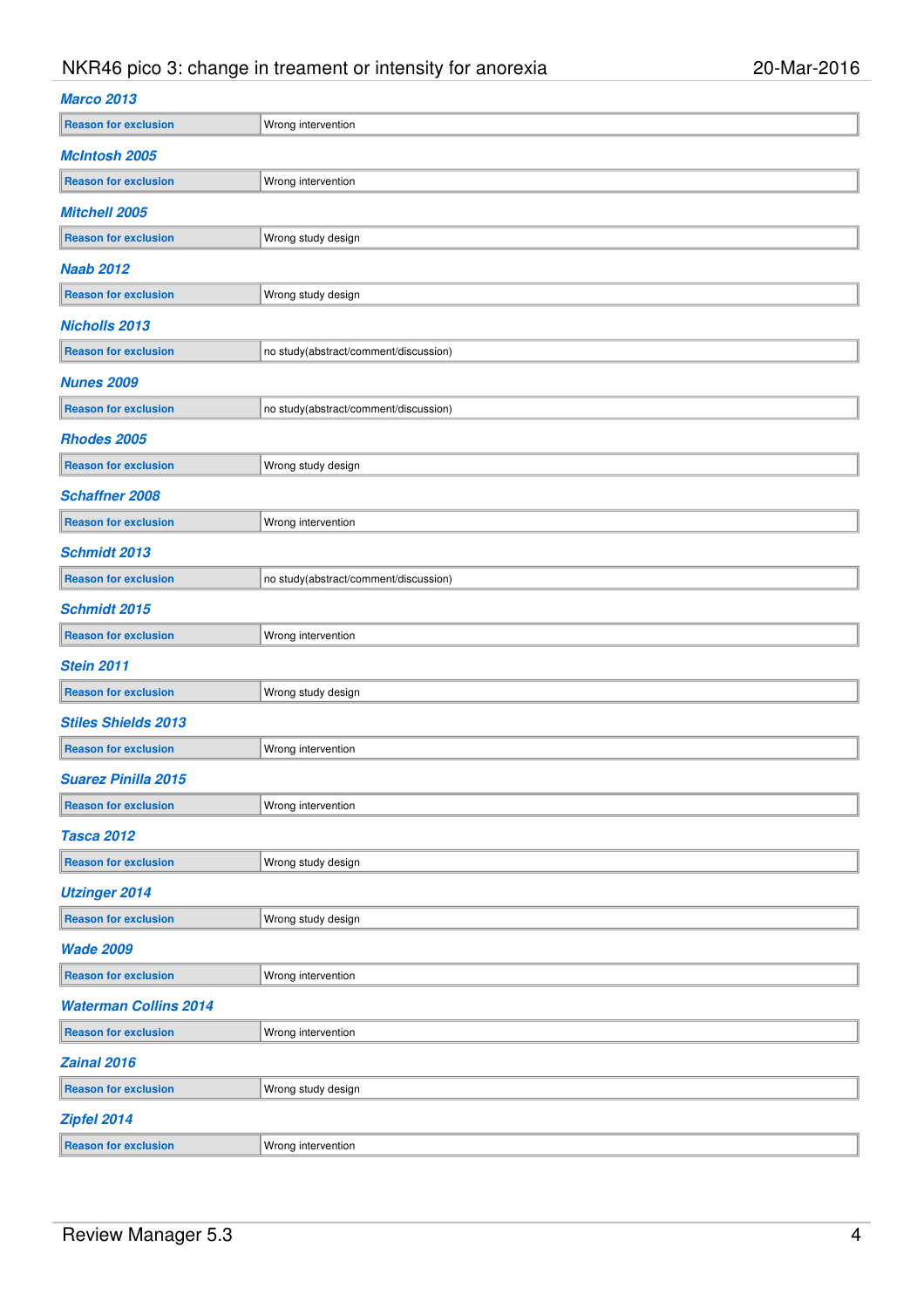### Marco 2013

| Reason for exclusion | Wrong intervention |
|---|---|

### McIntosh 2005

| Reason for exclusion | Wrong intervention |
|---|---|

### Mitchell 2005

| Reason for exclusion | Wrong study design |
|---|---|

### Naab 2012

| Reason for exclusion | Wrong study design |
|---|---|

### Nicholls 2013

| Reason for exclusion | no study(abstract/comment/discussion) |
|---|---|

### Nunes 2009

| Reason for exclusion | no study(abstract/comment/discussion) |
|---|---|

### Rhodes 2005

| Reason for exclusion | Wrong study design |
|---|---|

### Schaffner 2008

| Reason for exclusion | Wrong intervention |
|---|---|

### Schmidt 2013

| Reason for exclusion | no study(abstract/comment/discussion) |
|---|---|

### Schmidt 2015

| Reason for exclusion | Wrong intervention |
|---|---|

### Stein 2011

| Reason for exclusion | Wrong study design |
|---|---|

### Stiles Shields 2013

| Reason for exclusion | Wrong intervention |
|---|---|

### Suarez Pinilla 2015

| Reason for exclusion | Wrong intervention |
|---|---|

### Tasca 2012

| Reason for exclusion | Wrong study design |
|---|---|

### Utzinger 2014

| Reason for exclusion | Wrong study design |
|---|---|

### Wade 2009

| Reason for exclusion | Wrong intervention |
|---|---|

### Waterman Collins 2014

| Reason for exclusion | Wrong intervention |
|---|---|

### Zainal 2016

| Reason for exclusion | Wrong study design |
|---|---|

### Zipfel 2014

| Reason for exclusion | Wrong intervention |
|---|---|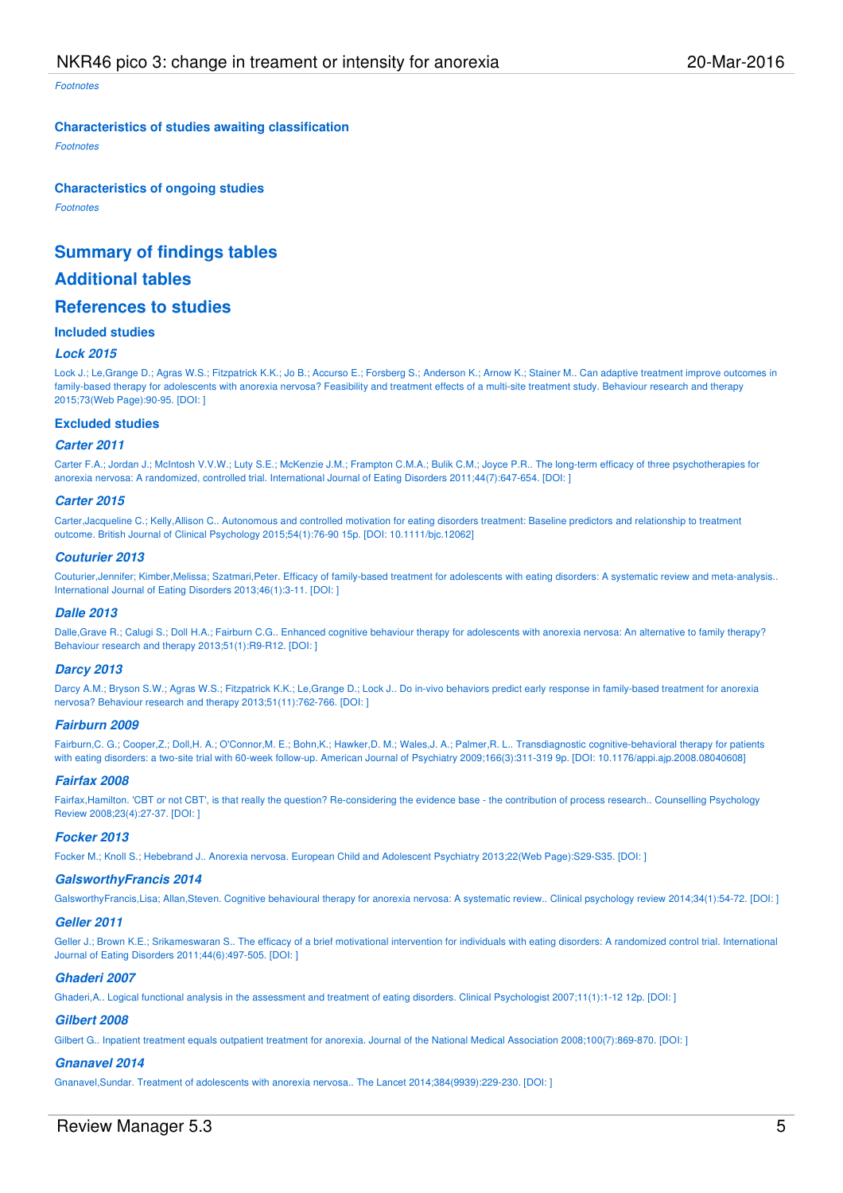*Footnotes*

### Characteristics of studies awaiting classification

*Footnotes*

### Characteristics of ongoing studies

*Footnotes*

## Summary of findings tables

## Additional tables

## References to studies

### Included studies

#### *Lock 2015*

Lock J.; Le,Grange D.; Agras W.S.; Fitzpatrick K.K.; Jo B.; Accurso E.; Forsberg S.; Anderson K.; Arnow K.; Stainer M.. Can adaptive treatment improve outcomes in family-based therapy for adolescents with anorexia nervosa? Feasibility and treatment effects of a multi-site treatment study. Behaviour research and therapy 2015;73(Web Page):90-95. [DOI: ]

### Excluded studies

#### *Carter 2011*

Carter F.A.; Jordan J.; McIntosh V.V.W.; Luty S.E.; McKenzie J.M.; Frampton C.M.A.; Bulik C.M.; Joyce P.R.. The long-term efficacy of three psychotherapies for anorexia nervosa: A randomized, controlled trial. International Journal of Eating Disorders 2011;44(7):647-654. [DOI: ]

#### *Carter 2015*

Carter,Jacqueline C.; Kelly,Allison C.. Autonomous and controlled motivation for eating disorders treatment: Baseline predictors and relationship to treatment outcome. British Journal of Clinical Psychology 2015;54(1):76-90 15p. [DOI: 10.1111/bjc.12062]

#### *Couturier 2013*

Couturier,Jennifer; Kimber,Melissa; Szatmari,Peter. Efficacy of family-based treatment for adolescents with eating disorders: A systematic review and meta-analysis.. International Journal of Eating Disorders 2013;46(1):3-11. [DOI: ]

#### *Dalle 2013*

Dalle,Grave R.; Calugi S.; Doll H.A.; Fairburn C.G.. Enhanced cognitive behaviour therapy for adolescents with anorexia nervosa: An alternative to family therapy? Behaviour research and therapy 2013;51(1):R9-R12. [DOI: ]

#### *Darcy 2013*

Darcy A.M.; Bryson S.W.; Agras W.S.; Fitzpatrick K.K.; Le,Grange D.; Lock J.. Do in-vivo behaviors predict early response in family-based treatment for anorexia nervosa? Behaviour research and therapy 2013;51(11):762-766. [DOI: ]

#### *Fairburn 2009*

Fairburn,C. G.; Cooper,Z.; Doll,H. A.; O'Connor,M. E.; Bohn,K.; Hawker,D. M.; Wales,J. A.; Palmer,R. L.. Transdiagnostic cognitive-behavioral therapy for patients with eating disorders: a two-site trial with 60-week follow-up. American Journal of Psychiatry 2009;166(3):311-319 9p. [DOI: 10.1176/appi.ajp.2008.08040608]

#### *Fairfax 2008*

Fairfax,Hamilton. 'CBT or not CBT', is that really the question? Re-considering the evidence base - the contribution of process research.. Counselling Psychology Review 2008;23(4):27-37. [DOI: ]

#### *Focker 2013*

Focker M.; Knoll S.; Hebebrand J.. Anorexia nervosa. European Child and Adolescent Psychiatry 2013;22(Web Page):S29-S35. [DOI: ]

#### *GalsworthyFrancis 2014*

GalsworthyFrancis,Lisa; Allan,Steven. Cognitive behavioural therapy for anorexia nervosa: A systematic review.. Clinical psychology review 2014;34(1):54-72. [DOI: ]

#### *Geller 2011*

Geller J.; Brown K.E.; Srikameswaran S.. The efficacy of a brief motivational intervention for individuals with eating disorders: A randomized control trial. International Journal of Eating Disorders 2011;44(6):497-505. [DOI: ]

#### *Ghaderi 2007*

Ghaderi,A.. Logical functional analysis in the assessment and treatment of eating disorders. Clinical Psychologist 2007;11(1):1-12 12p. [DOI: ]

#### *Gilbert 2008*

Gilbert G.. Inpatient treatment equals outpatient treatment for anorexia. Journal of the National Medical Association 2008;100(7):869-870. [DOI: ]

#### *Gnanavel 2014*

Gnanavel,Sundar. Treatment of adolescents with anorexia nervosa.. The Lancet 2014;384(9939):229-230. [DOI: ]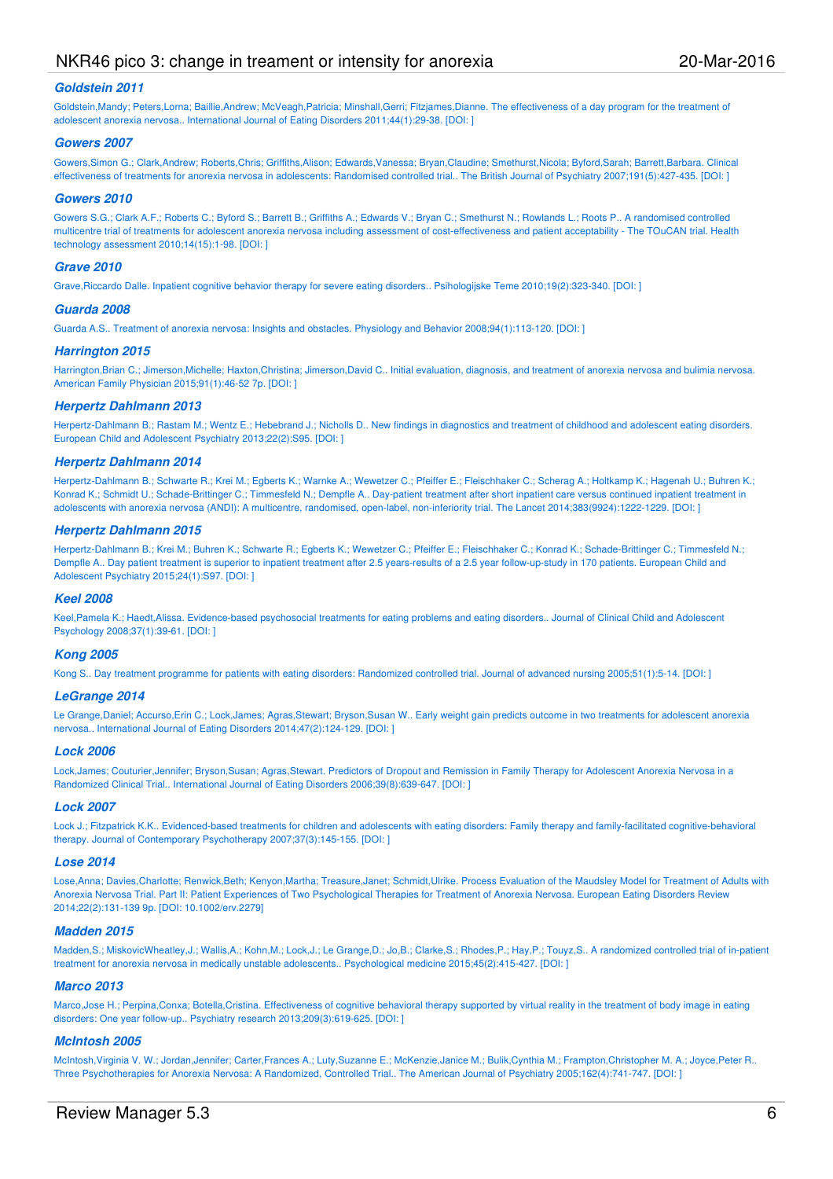### *Goldstein 2011*

Goldstein,Mandy; Peters,Lorna; Baillie,Andrew; McVeagh,Patricia; Minshall,Gerri; Fitzjames,Dianne. The effectiveness of a day program for the treatment of adolescent anorexia nervosa.. International Journal of Eating Disorders 2011;44(1):29-38. [DOI: ]

### *Gowers 2007*

Gowers,Simon G.; Clark,Andrew; Roberts,Chris; Griffiths,Alison; Edwards,Vanessa; Bryan,Claudine; Smethurst,Nicola; Byford,Sarah; Barrett,Barbara. Clinical effectiveness of treatments for anorexia nervosa in adolescents: Randomised controlled trial.. The British Journal of Psychiatry 2007;191(5):427-435. [DOI: ]

### *Gowers 2010*

Gowers S.G.; Clark A.F.; Roberts C.; Byford S.; Barrett B.; Griffiths A.; Edwards V.; Bryan C.; Smethurst N.; Rowlands L.; Roots P.. A randomised controlled multicentre trial of treatments for adolescent anorexia nervosa including assessment of cost-effectiveness and patient acceptability - The TOuCAN trial. Health technology assessment 2010;14(15):1-98. [DOI: ]

### *Grave 2010*

Grave,Riccardo Dalle. Inpatient cognitive behavior therapy for severe eating disorders.. Psihologijske Teme 2010;19(2):323-340. [DOI: ]

### *Guarda 2008*

Guarda A.S.. Treatment of anorexia nervosa: Insights and obstacles. Physiology and Behavior 2008;94(1):113-120. [DOI: ]

### *Harrington 2015*

Harrington,Brian C.; Jimerson,Michelle; Haxton,Christina; Jimerson,David C.. Initial evaluation, diagnosis, and treatment of anorexia nervosa and bulimia nervosa. American Family Physician 2015;91(1):46-52 7p. [DOI: ]

### *Herpertz Dahlmann 2013*

Herpertz-Dahlmann B.; Rastam M.; Wentz E.; Hebebrand J.; Nicholls D.. New findings in diagnostics and treatment of childhood and adolescent eating disorders. European Child and Adolescent Psychiatry 2013;22(2):S95. [DOI: ]

### *Herpertz Dahlmann 2014*

Herpertz-Dahlmann B.; Schwarte R.; Krei M.; Egberts K.; Warnke A.; Wewetzer C.; Pfeiffer E.; Fleischhaker C.; Scherag A.; Holtkamp K.; Hagenah U.; Buhren K.; Konrad K.; Schmidt U.; Schade-Brittinger C.; Timmesfeld N.; Dempfle A.. Day-patient treatment after short inpatient care versus continued inpatient treatment in adolescents with anorexia nervosa (ANDI): A multicentre, randomised, open-label, non-inferiority trial. The Lancet 2014;383(9924):1222-1229. [DOI: ]

### *Herpertz Dahlmann 2015*

Herpertz-Dahlmann B.; Krei M.; Buhren K.; Schwarte R.; Egberts K.; Wewetzer C.; Pfeiffer E.; Fleischhaker C.; Konrad K.; Schade-Brittinger C.; Timmesfeld N.; Dempfle A.. Day patient treatment is superior to inpatient treatment after 2.5 years-results of a 2.5 year follow-up-study in 170 patients. European Child and Adolescent Psychiatry 2015;24(1):S97. [DOI: ]

### *Keel 2008*

Keel,Pamela K.; Haedt,Alissa. Evidence-based psychosocial treatments for eating problems and eating disorders.. Journal of Clinical Child and Adolescent Psychology 2008;37(1):39-61. [DOI: ]

### *Kong 2005*

Kong S.. Day treatment programme for patients with eating disorders: Randomized controlled trial. Journal of advanced nursing 2005;51(1):5-14. [DOI: ]

### *LeGrange 2014*

Le Grange,Daniel; Accurso,Erin C.; Lock,James; Agras,Stewart; Bryson,Susan W.. Early weight gain predicts outcome in two treatments for adolescent anorexia nervosa.. International Journal of Eating Disorders 2014;47(2):124-129. [DOI: ]

### *Lock 2006*

Lock,James; Couturier,Jennifer; Bryson,Susan; Agras,Stewart. Predictors of Dropout and Remission in Family Therapy for Adolescent Anorexia Nervosa in a Randomized Clinical Trial.. International Journal of Eating Disorders 2006;39(8):639-647. [DOI: ]

### *Lock 2007*

Lock J.; Fitzpatrick K.K.. Evidenced-based treatments for children and adolescents with eating disorders: Family therapy and family-facilitated cognitive-behavioral therapy. Journal of Contemporary Psychotherapy 2007;37(3):145-155. [DOI: ]

### *Lose 2014*

Lose,Anna; Davies,Charlotte; Renwick,Beth; Kenyon,Martha; Treasure,Janet; Schmidt,Ulrike. Process Evaluation of the Maudsley Model for Treatment of Adults with Anorexia Nervosa Trial. Part II: Patient Experiences of Two Psychological Therapies for Treatment of Anorexia Nervosa. European Eating Disorders Review 2014;22(2):131-139 9p. [DOI: 10.1002/erv.2279]

### *Madden 2015*

Madden,S.; MiskovicWheatley,J.; Wallis,A.; Kohn,M.; Lock,J.; Le Grange,D.; Jo,B.; Clarke,S.; Rhodes,P.; Hay,P.; Touyz,S.. A randomized controlled trial of in-patient treatment for anorexia nervosa in medically unstable adolescents.. Psychological medicine 2015;45(2):415-427. [DOI: ]

### *Marco 2013*

Marco,Jose H.; Perpina,Conxa; Botella,Cristina. Effectiveness of cognitive behavioral therapy supported by virtual reality in the treatment of body image in eating disorders: One year follow-up.. Psychiatry research 2013;209(3):619-625. [DOI: ]

### *McIntosh 2005*

McIntosh,Virginia V. W.; Jordan,Jennifer; Carter,Frances A.; Luty,Suzanne E.; McKenzie,Janice M.; Bulik,Cynthia M.; Frampton,Christopher M. A.; Joyce,Peter R.. Three Psychotherapies for Anorexia Nervosa: A Randomized, Controlled Trial.. The American Journal of Psychiatry 2005;162(4):741-747. [DOI: ]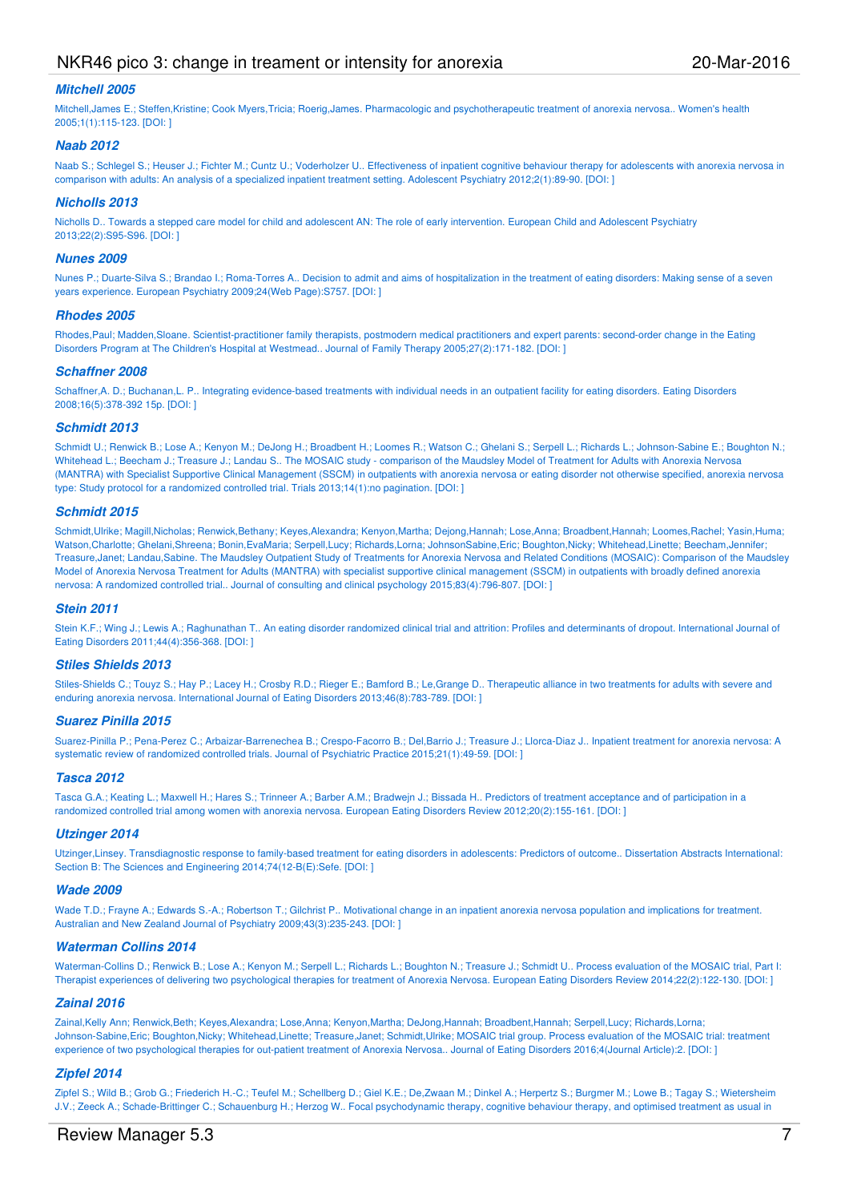### *Mitchell 2005*

Mitchell,James E.; Steffen,Kristine; Cook Myers,Tricia; Roerig,James. Pharmacologic and psychotherapeutic treatment of anorexia nervosa.. Women's health 2005;1(1):115-123. [DOI: ]

### *Naab 2012*

Naab S.; Schlegel S.; Heuser J.; Fichter M.; Cuntz U.; Voderholzer U.. Effectiveness of inpatient cognitive behaviour therapy for adolescents with anorexia nervosa in comparison with adults: An analysis of a specialized inpatient treatment setting. Adolescent Psychiatry 2012;2(1):89-90. [DOI: ]

### *Nicholls 2013*

Nicholls D.. Towards a stepped care model for child and adolescent AN: The role of early intervention. European Child and Adolescent Psychiatry 2013;22(2):S95-S96. [DOI: ]

### *Nunes 2009*

Nunes P.; Duarte-Silva S.; Brandao I.; Roma-Torres A.. Decision to admit and aims of hospitalization in the treatment of eating disorders: Making sense of a seven years experience. European Psychiatry 2009;24(Web Page):S757. [DOI: ]

### *Rhodes 2005*

Rhodes,Paul; Madden,Sloane. Scientist-practitioner family therapists, postmodern medical practitioners and expert parents: second-order change in the Eating Disorders Program at The Children's Hospital at Westmead.. Journal of Family Therapy 2005;27(2):171-182. [DOI: ]

### *Schaffner 2008*

Schaffner,A. D.; Buchanan,L. P.. Integrating evidence-based treatments with individual needs in an outpatient facility for eating disorders. Eating Disorders 2008;16(5):378-392 15p. [DOI: ]

### *Schmidt 2013*

Schmidt U.; Renwick B.; Lose A.; Kenyon M.; DeJong H.; Broadbent H.; Loomes R.; Watson C.; Ghelani S.; Serpell L.; Richards L.; Johnson-Sabine E.; Boughton N.; Whitehead L.; Beecham J.; Treasure J.; Landau S.. The MOSAIC study - comparison of the Maudsley Model of Treatment for Adults with Anorexia Nervosa (MANTRA) with Specialist Supportive Clinical Management (SSCM) in outpatients with anorexia nervosa or eating disorder not otherwise specified, anorexia nervosa type: Study protocol for a randomized controlled trial. Trials 2013;14(1):no pagination. [DOI: ]

### *Schmidt 2015*

Schmidt,Ulrike; Magill,Nicholas; Renwick,Bethany; Keyes,Alexandra; Kenyon,Martha; Dejong,Hannah; Lose,Anna; Broadbent,Hannah; Loomes,Rachel; Yasin,Huma; Watson,Charlotte; Ghelani,Shreena; Bonin,EvaMaria; Serpell,Lucy; Richards,Lorna; JohnsonSabine,Eric; Boughton,Nicky; Whitehead,Linette; Beecham,Jennifer; Treasure,Janet; Landau,Sabine. The Maudsley Outpatient Study of Treatments for Anorexia Nervosa and Related Conditions (MOSAIC): Comparison of the Maudsley Model of Anorexia Nervosa Treatment for Adults (MANTRA) with specialist supportive clinical management (SSCM) in outpatients with broadly defined anorexia nervosa: A randomized controlled trial.. Journal of consulting and clinical psychology 2015;83(4):796-807. [DOI: ]

### *Stein 2011*

Stein K.F.; Wing J.; Lewis A.; Raghunathan T.. An eating disorder randomized clinical trial and attrition: Profiles and determinants of dropout. International Journal of Eating Disorders 2011;44(4):356-368. [DOI: ]

### *Stiles Shields 2013*

Stiles-Shields C.; Touyz S.; Hay P.; Lacey H.; Crosby R.D.; Rieger E.; Bamford B.; Le,Grange D.. Therapeutic alliance in two treatments for adults with severe and enduring anorexia nervosa. International Journal of Eating Disorders 2013;46(8):783-789. [DOI: ]

### *Suarez Pinilla 2015*

Suarez-Pinilla P.; Pena-Perez C.; Arbaizar-Barrenechea B.; Crespo-Facorro B.; Del,Barrio J.; Treasure J.; Llorca-Diaz J.. Inpatient treatment for anorexia nervosa: A systematic review of randomized controlled trials. Journal of Psychiatric Practice 2015;21(1):49-59. [DOI: ]

### *Tasca 2012*

Tasca G.A.; Keating L.; Maxwell H.; Hares S.; Trinneer A.; Barber A.M.; Bradwejn J.; Bissada H.. Predictors of treatment acceptance and of participation in a randomized controlled trial among women with anorexia nervosa. European Eating Disorders Review 2012;20(2):155-161. [DOI: ]

### *Utzinger 2014*

Utzinger,Linsey. Transdiagnostic response to family-based treatment for eating disorders in adolescents: Predictors of outcome.. Dissertation Abstracts International: Section B: The Sciences and Engineering 2014;74(12-B(E):Sefe. [DOI: ]

### *Wade 2009*

Wade T.D.; Frayne A.; Edwards S.-A.; Robertson T.; Gilchrist P.. Motivational change in an inpatient anorexia nervosa population and implications for treatment. Australian and New Zealand Journal of Psychiatry 2009;43(3):235-243. [DOI: ]

### *Waterman Collins 2014*

Waterman-Collins D.; Renwick B.; Lose A.; Kenyon M.; Serpell L.; Richards L.; Boughton N.; Treasure J.; Schmidt U.. Process evaluation of the MOSAIC trial, Part I: Therapist experiences of delivering two psychological therapies for treatment of Anorexia Nervosa. European Eating Disorders Review 2014;22(2):122-130. [DOI: ]

### *Zainal 2016*

Zainal,Kelly Ann; Renwick,Beth; Keyes,Alexandra; Lose,Anna; Kenyon,Martha; DeJong,Hannah; Broadbent,Hannah; Serpell,Lucy; Richards,Lorna; Johnson-Sabine,Eric; Boughton,Nicky; Whitehead,Linette; Treasure,Janet; Schmidt,Ulrike; MOSAIC trial group. Process evaluation of the MOSAIC trial: treatment experience of two psychological therapies for out-patient treatment of Anorexia Nervosa.. Journal of Eating Disorders 2016;4(Journal Article):2. [DOI: ]

### *Zipfel 2014*

Zipfel S.; Wild B.; Grob G.; Friederich H.-C.; Teufel M.; Schellberg D.; Giel K.E.; De,Zwaan M.; Dinkel A.; Herpertz S.; Burgmer M.; Lowe B.; Tagay S.; Wietersheim J.V.; Zeeck A.; Schade-Brittinger C.; Schauenburg H.; Herzog W.. Focal psychodynamic therapy, cognitive behaviour therapy, and optimised treatment as usual in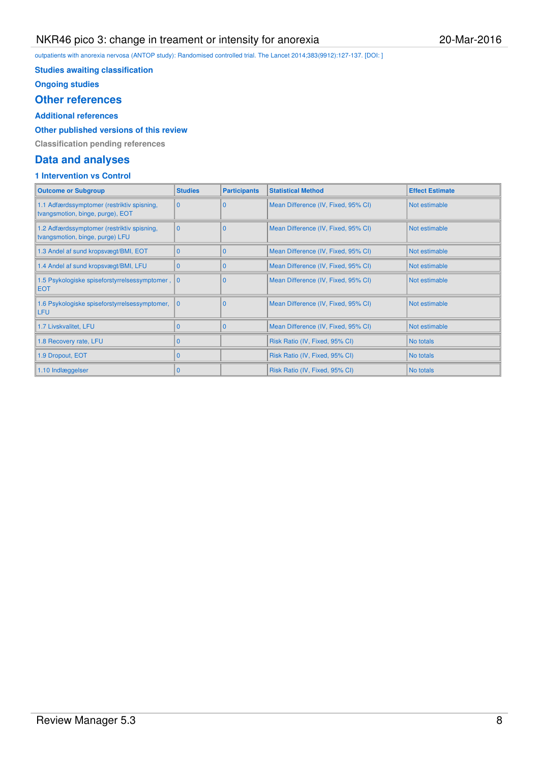outpatients with anorexia nervosa (ANTOP study): Randomised controlled trial. The Lancet 2014;383(9912):127-137. [DOI: ]

### Studies awaiting classification

### Ongoing studies

## Other references

### Additional references

### Other published versions of this review

### Classification pending references

## Data and analyses

### 1 Intervention vs Control

| Outcome or Subgroup | Studies | Participants | Statistical Method | Effect Estimate |
|---|---|---|---|---|
| 1.1 Adfærdssymptomer (restriktiv spisning, tvangsmotion, binge, purge), EOT | 0 | 0 | Mean Difference (IV, Fixed, 95% CI) | Not estimable |
| 1.2 Adfærdssymptomer (restriktiv spisning, tvangsmotion, binge, purge) LFU | 0 | 0 | Mean Difference (IV, Fixed, 95% CI) | Not estimable |
| 1.3 Andel af sund kropsvægt/BMI, EOT | 0 | 0 | Mean Difference (IV, Fixed, 95% CI) | Not estimable |
| 1.4 Andel af sund kropsvægt/BMI, LFU | 0 | 0 | Mean Difference (IV, Fixed, 95% CI) | Not estimable |
| 1.5 Psykologiske spiseforstyrrelsessymptomer , EOT | 0 | 0 | Mean Difference (IV, Fixed, 95% CI) | Not estimable |
| 1.6 Psykologiske spiseforstyrrelsessymptomer, LFU | 0 | 0 | Mean Difference (IV, Fixed, 95% CI) | Not estimable |
| 1.7 Livskvalitet, LFU | 0 | 0 | Mean Difference (IV, Fixed, 95% CI) | Not estimable |
| 1.8 Recovery rate, LFU | 0 | | Risk Ratio (IV, Fixed, 95% CI) | No totals |
| 1.9 Dropout, EOT | 0 | | Risk Ratio (IV, Fixed, 95% CI) | No totals |
| 1.10 Indlæggelser | 0 | | Risk Ratio (IV, Fixed, 95% CI) | No totals |